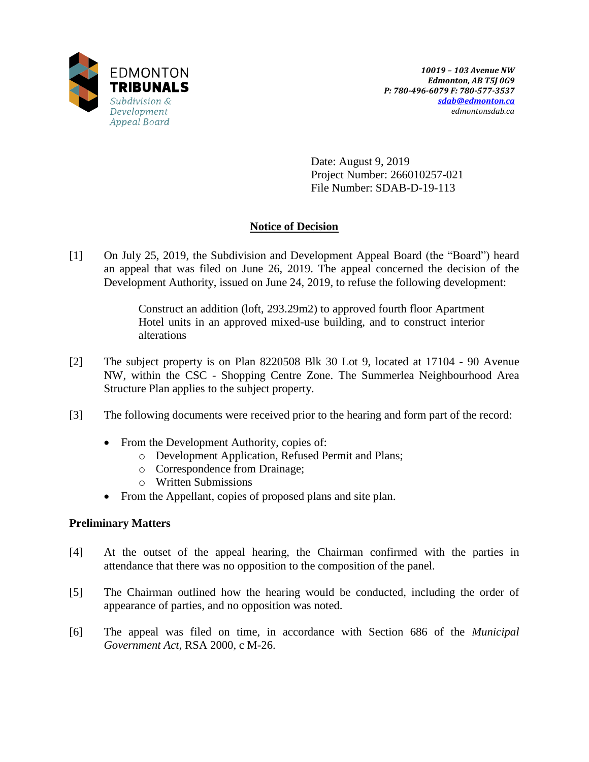EDMONTON **TRIBUNALS**
*Subdivision & Development Appeal Board*

***10019 – 103 Avenue NW***
***Edmonton, AB T5J 0G9***
***P: 780-496-6079 F: 780-577-3537***
***sdab@edmonton.ca***
*edmontonsdab.ca*

Date: August 9, 2019
Project Number: 266010257-021
File Number: SDAB-D-19-113

## Notice of Decision

[1] On July 25, 2019, the Subdivision and Development Appeal Board (the "Board") heard an appeal that was filed on June 26, 2019. The appeal concerned the decision of the Development Authority, issued on June 24, 2019, to refuse the following development:

> Construct an addition (loft, 293.29m2) to approved fourth floor Apartment Hotel units in an approved mixed-use building, and to construct interior alterations

[2] The subject property is on Plan 8220508 Blk 30 Lot 9, located at 17104 - 90 Avenue NW, within the CSC - Shopping Centre Zone. The Summerlea Neighbourhood Area Structure Plan applies to the subject property.

[3] The following documents were received prior to the hearing and form part of the record:

- From the Development Authority, copies of:
  - Development Application, Refused Permit and Plans;
  - Correspondence from Drainage;
  - Written Submissions
- From the Appellant, copies of proposed plans and site plan.

### Preliminary Matters

[4] At the outset of the appeal hearing, the Chairman confirmed with the parties in attendance that there was no opposition to the composition of the panel.

[5] The Chairman outlined how the hearing would be conducted, including the order of appearance of parties, and no opposition was noted.

[6] The appeal was filed on time, in accordance with Section 686 of the *Municipal Government Act*, RSA 2000, c M-26.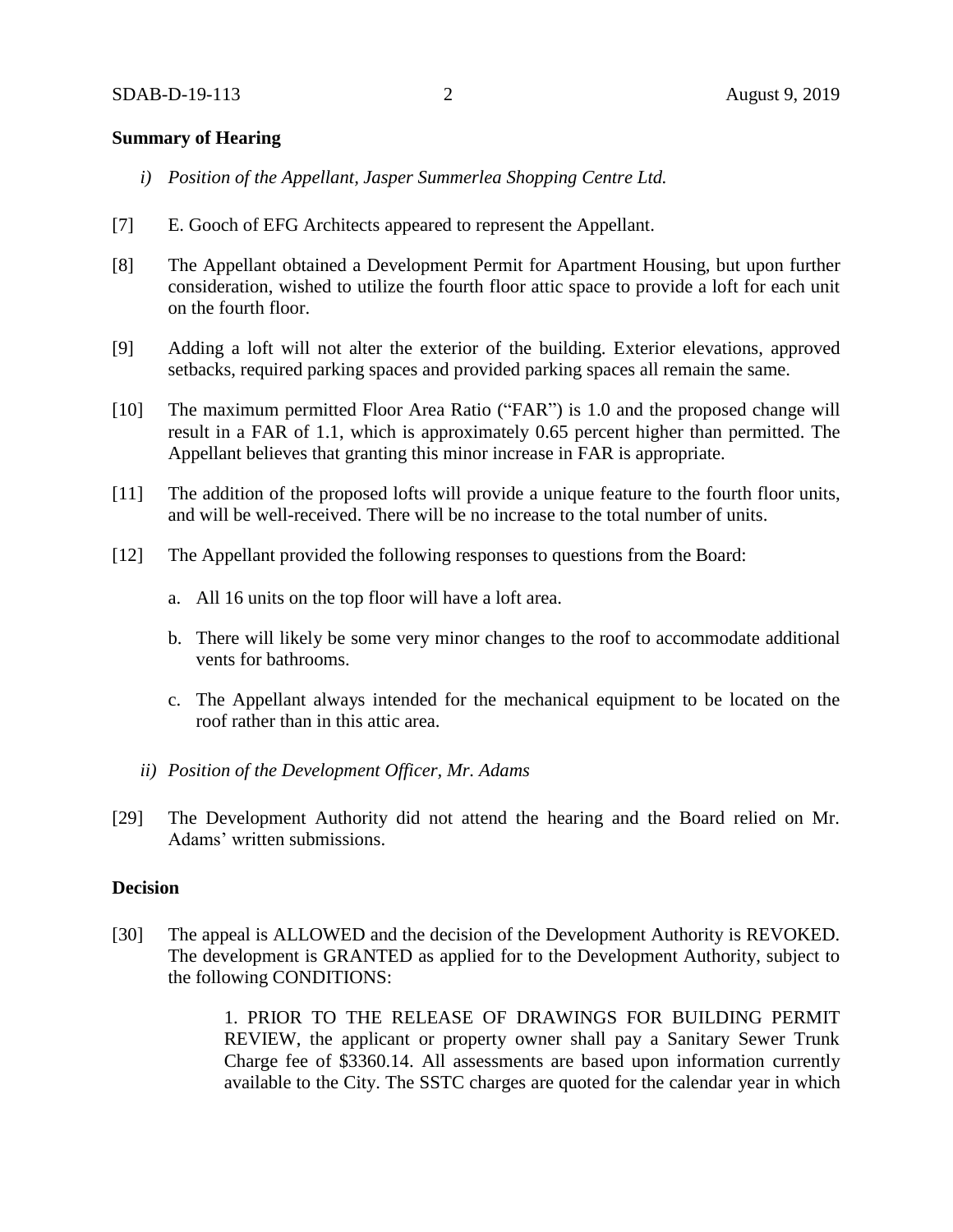## Summary of Hearing

*i) Position of the Appellant, Jasper Summerlea Shopping Centre Ltd.*

[7] E. Gooch of EFG Architects appeared to represent the Appellant.

[8] The Appellant obtained a Development Permit for Apartment Housing, but upon further consideration, wished to utilize the fourth floor attic space to provide a loft for each unit on the fourth floor.

[9] Adding a loft will not alter the exterior of the building. Exterior elevations, approved setbacks, required parking spaces and provided parking spaces all remain the same.

[10] The maximum permitted Floor Area Ratio ("FAR") is 1.0 and the proposed change will result in a FAR of 1.1, which is approximately 0.65 percent higher than permitted. The Appellant believes that granting this minor increase in FAR is appropriate.

[11] The addition of the proposed lofts will provide a unique feature to the fourth floor units, and will be well-received. There will be no increase to the total number of units.

[12] The Appellant provided the following responses to questions from the Board:

a. All 16 units on the top floor will have a loft area.

b. There will likely be some very minor changes to the roof to accommodate additional vents for bathrooms.

c. The Appellant always intended for the mechanical equipment to be located on the roof rather than in this attic area.

*ii) Position of the Development Officer, Mr. Adams*

[29] The Development Authority did not attend the hearing and the Board relied on Mr. Adams' written submissions.

## Decision

[30] The appeal is ALLOWED and the decision of the Development Authority is REVOKED. The development is GRANTED as applied for to the Development Authority, subject to the following CONDITIONS:

1. PRIOR TO THE RELEASE OF DRAWINGS FOR BUILDING PERMIT REVIEW, the applicant or property owner shall pay a Sanitary Sewer Trunk Charge fee of $3360.14. All assessments are based upon information currently available to the City. The SSTC charges are quoted for the calendar year in which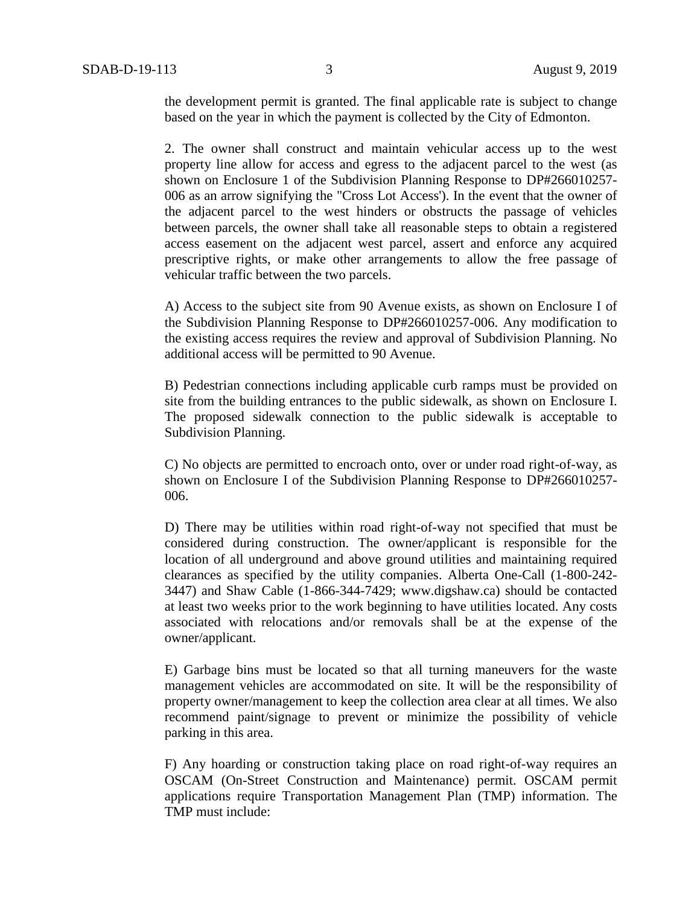the development permit is granted. The final applicable rate is subject to change based on the year in which the payment is collected by the City of Edmonton.

2. The owner shall construct and maintain vehicular access up to the west property line allow for access and egress to the adjacent parcel to the west (as shown on Enclosure 1 of the Subdivision Planning Response to DP#266010257-006 as an arrow signifying the "Cross Lot Access'). In the event that the owner of the adjacent parcel to the west hinders or obstructs the passage of vehicles between parcels, the owner shall take all reasonable steps to obtain a registered access easement on the adjacent west parcel, assert and enforce any acquired prescriptive rights, or make other arrangements to allow the free passage of vehicular traffic between the two parcels.

A) Access to the subject site from 90 Avenue exists, as shown on Enclosure I of the Subdivision Planning Response to DP#266010257-006. Any modification to the existing access requires the review and approval of Subdivision Planning. No additional access will be permitted to 90 Avenue.

B) Pedestrian connections including applicable curb ramps must be provided on site from the building entrances to the public sidewalk, as shown on Enclosure I. The proposed sidewalk connection to the public sidewalk is acceptable to Subdivision Planning.

C) No objects are permitted to encroach onto, over or under road right-of-way, as shown on Enclosure I of the Subdivision Planning Response to DP#266010257-006.

D) There may be utilities within road right-of-way not specified that must be considered during construction. The owner/applicant is responsible for the location of all underground and above ground utilities and maintaining required clearances as specified by the utility companies. Alberta One-Call (1-800-242-3447) and Shaw Cable (1-866-344-7429; www.digshaw.ca) should be contacted at least two weeks prior to the work beginning to have utilities located. Any costs associated with relocations and/or removals shall be at the expense of the owner/applicant.

E) Garbage bins must be located so that all turning maneuvers for the waste management vehicles are accommodated on site. It will be the responsibility of property owner/management to keep the collection area clear at all times. We also recommend paint/signage to prevent or minimize the possibility of vehicle parking in this area.

F) Any hoarding or construction taking place on road right-of-way requires an OSCAM (On-Street Construction and Maintenance) permit. OSCAM permit applications require Transportation Management Plan (TMP) information. The TMP must include: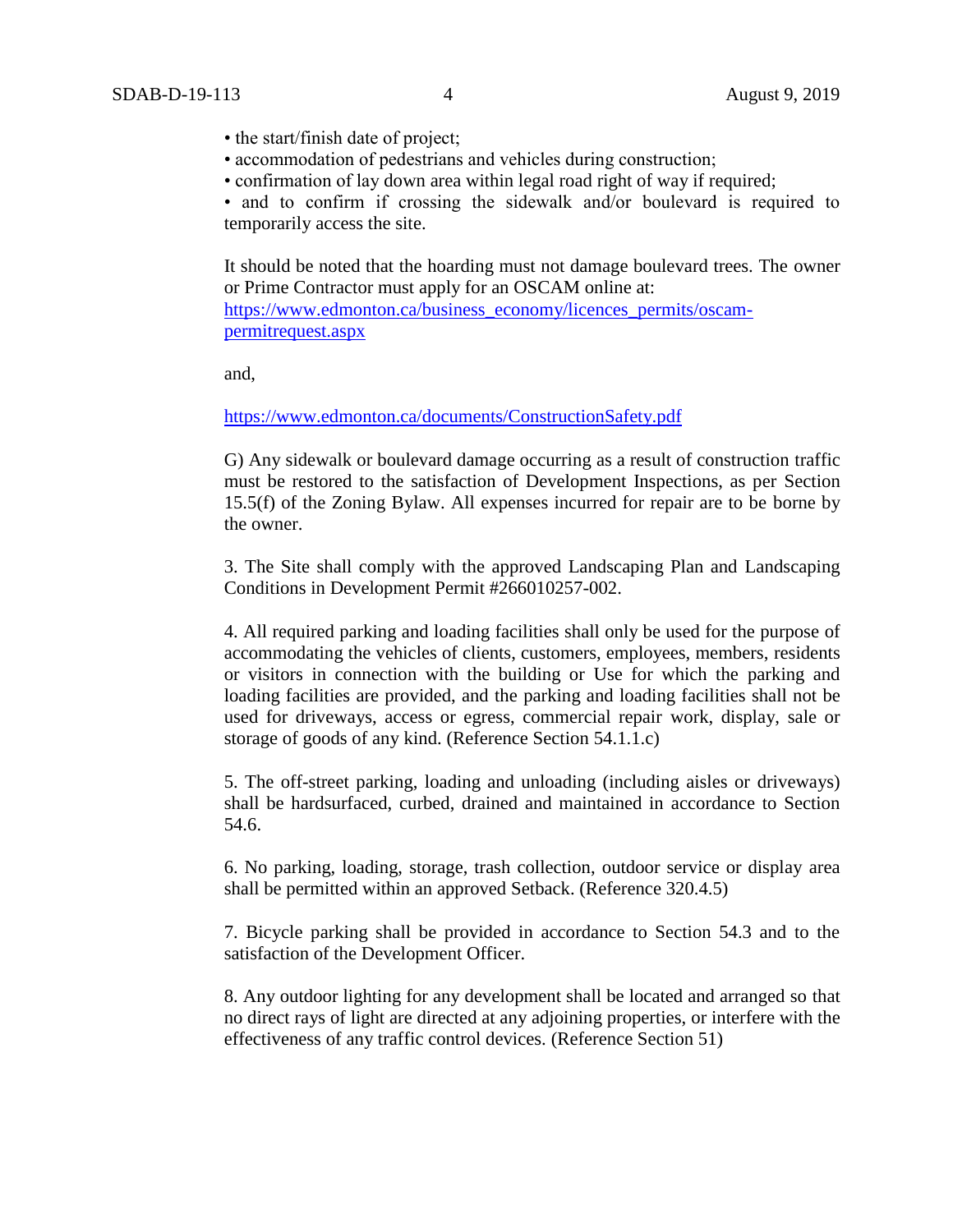- the start/finish date of project;
- accommodation of pedestrians and vehicles during construction;
- confirmation of lay down area within legal road right of way if required;
- and to confirm if crossing the sidewalk and/or boulevard is required to temporarily access the site.

It should be noted that the hoarding must not damage boulevard trees. The owner or Prime Contractor must apply for an OSCAM online at: https://www.edmonton.ca/business_economy/licences_permits/oscam-permitrequest.aspx

and,

https://www.edmonton.ca/documents/ConstructionSafety.pdf

G) Any sidewalk or boulevard damage occurring as a result of construction traffic must be restored to the satisfaction of Development Inspections, as per Section 15.5(f) of the Zoning Bylaw. All expenses incurred for repair are to be borne by the owner.

3. The Site shall comply with the approved Landscaping Plan and Landscaping Conditions in Development Permit #266010257-002.

4. All required parking and loading facilities shall only be used for the purpose of accommodating the vehicles of clients, customers, employees, members, residents or visitors in connection with the building or Use for which the parking and loading facilities are provided, and the parking and loading facilities shall not be used for driveways, access or egress, commercial repair work, display, sale or storage of goods of any kind. (Reference Section 54.1.1.c)

5. The off-street parking, loading and unloading (including aisles or driveways) shall be hardsurfaced, curbed, drained and maintained in accordance to Section 54.6.

6. No parking, loading, storage, trash collection, outdoor service or display area shall be permitted within an approved Setback. (Reference 320.4.5)

7. Bicycle parking shall be provided in accordance to Section 54.3 and to the satisfaction of the Development Officer.

8. Any outdoor lighting for any development shall be located and arranged so that no direct rays of light are directed at any adjoining properties, or interfere with the effectiveness of any traffic control devices. (Reference Section 51)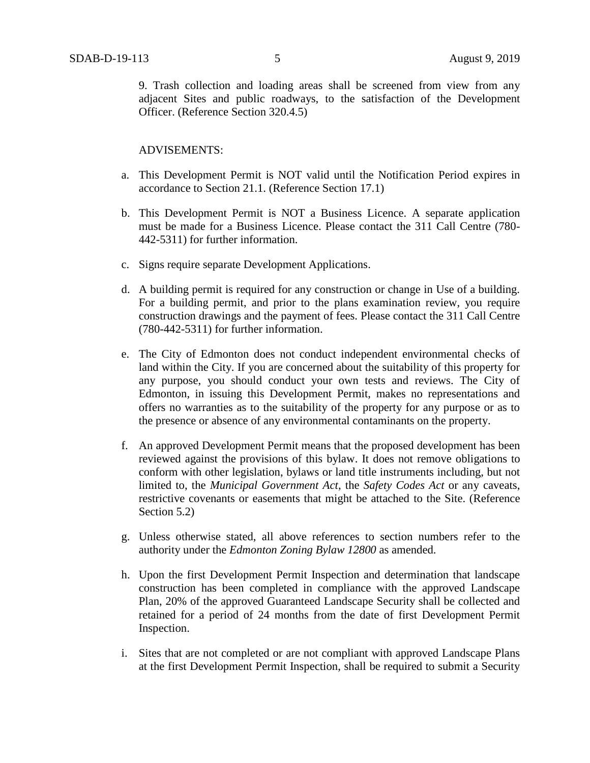9. Trash collection and loading areas shall be screened from view from any adjacent Sites and public roadways, to the satisfaction of the Development Officer. (Reference Section 320.4.5)

ADVISEMENTS:

a. This Development Permit is NOT valid until the Notification Period expires in accordance to Section 21.1. (Reference Section 17.1)

b. This Development Permit is NOT a Business Licence. A separate application must be made for a Business Licence. Please contact the 311 Call Centre (780-442-5311) for further information.

c. Signs require separate Development Applications.

d. A building permit is required for any construction or change in Use of a building. For a building permit, and prior to the plans examination review, you require construction drawings and the payment of fees. Please contact the 311 Call Centre (780-442-5311) for further information.

e. The City of Edmonton does not conduct independent environmental checks of land within the City. If you are concerned about the suitability of this property for any purpose, you should conduct your own tests and reviews. The City of Edmonton, in issuing this Development Permit, makes no representations and offers no warranties as to the suitability of the property for any purpose or as to the presence or absence of any environmental contaminants on the property.

f. An approved Development Permit means that the proposed development has been reviewed against the provisions of this bylaw. It does not remove obligations to conform with other legislation, bylaws or land title instruments including, but not limited to, the *Municipal Government Act*, the *Safety Codes Act* or any caveats, restrictive covenants or easements that might be attached to the Site. (Reference Section 5.2)

g. Unless otherwise stated, all above references to section numbers refer to the authority under the *Edmonton Zoning Bylaw 12800* as amended.

h. Upon the first Development Permit Inspection and determination that landscape construction has been completed in compliance with the approved Landscape Plan, 20% of the approved Guaranteed Landscape Security shall be collected and retained for a period of 24 months from the date of first Development Permit Inspection.

i. Sites that are not completed or are not compliant with approved Landscape Plans at the first Development Permit Inspection, shall be required to submit a Security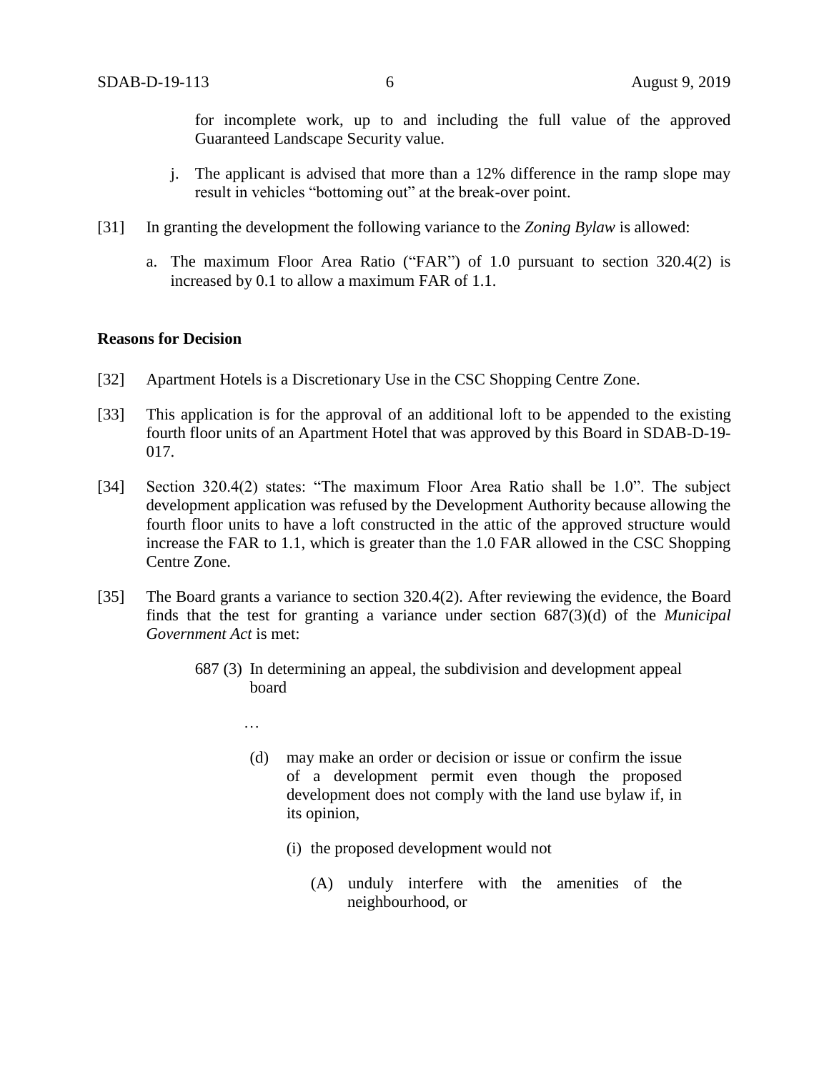for incomplete work, up to and including the full value of the approved Guaranteed Landscape Security value.

j. The applicant is advised that more than a 12% difference in the ramp slope may result in vehicles "bottoming out" at the break-over point.

[31] In granting the development the following variance to the *Zoning Bylaw* is allowed:

a. The maximum Floor Area Ratio ("FAR") of 1.0 pursuant to section 320.4(2) is increased by 0.1 to allow a maximum FAR of 1.1.

**Reasons for Decision**

[32] Apartment Hotels is a Discretionary Use in the CSC Shopping Centre Zone.

[33] This application is for the approval of an additional loft to be appended to the existing fourth floor units of an Apartment Hotel that was approved by this Board in SDAB-D-19-017.

[34] Section 320.4(2) states: "The maximum Floor Area Ratio shall be 1.0". The subject development application was refused by the Development Authority because allowing the fourth floor units to have a loft constructed in the attic of the approved structure would increase the FAR to 1.1, which is greater than the 1.0 FAR allowed in the CSC Shopping Centre Zone.

[35] The Board grants a variance to section 320.4(2). After reviewing the evidence, the Board finds that the test for granting a variance under section 687(3)(d) of the *Municipal Government Act* is met:

> 687 (3) In determining an appeal, the subdivision and development appeal board
>
> …
>
> (d) may make an order or decision or issue or confirm the issue of a development permit even though the proposed development does not comply with the land use bylaw if, in its opinion,
>
> (i) the proposed development would not
>
> (A) unduly interfere with the amenities of the neighbourhood, or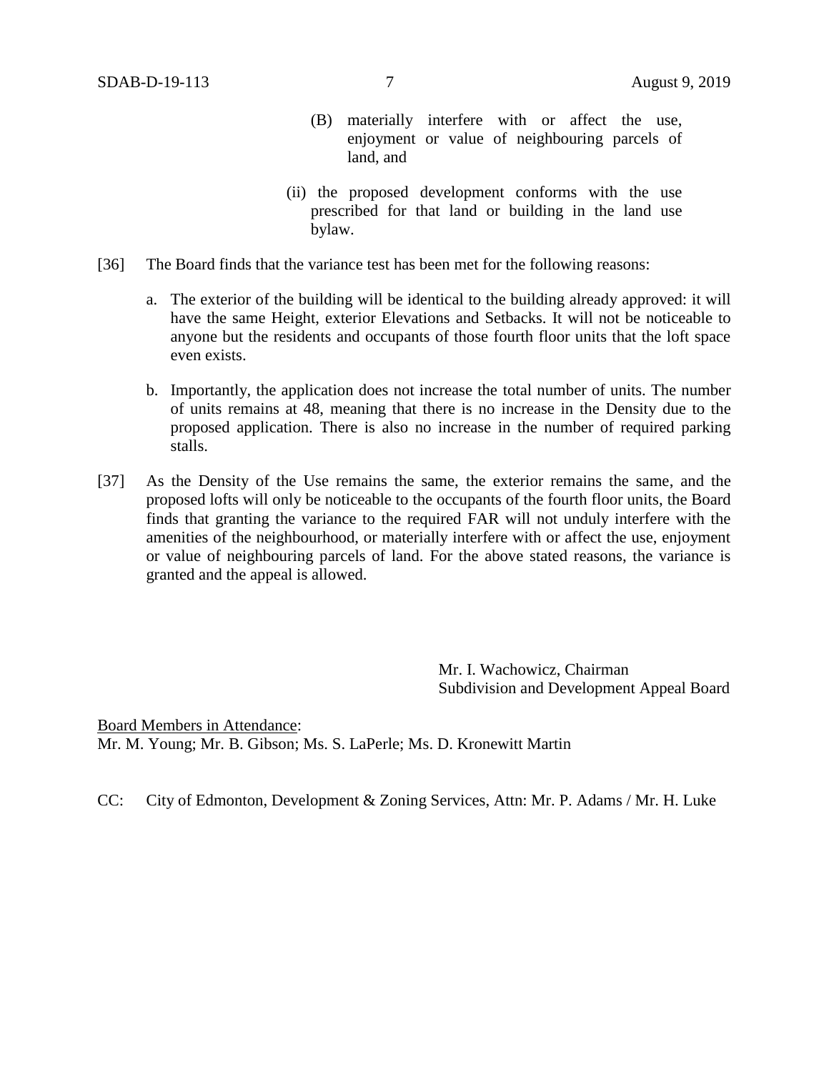(B) materially interfere with or affect the use, enjoyment or value of neighbouring parcels of land, and

(ii) the proposed development conforms with the use prescribed for that land or building in the land use bylaw.

[36] The Board finds that the variance test has been met for the following reasons:

a. The exterior of the building will be identical to the building already approved: it will have the same Height, exterior Elevations and Setbacks. It will not be noticeable to anyone but the residents and occupants of those fourth floor units that the loft space even exists.

b. Importantly, the application does not increase the total number of units. The number of units remains at 48, meaning that there is no increase in the Density due to the proposed application. There is also no increase in the number of required parking stalls.

[37] As the Density of the Use remains the same, the exterior remains the same, and the proposed lofts will only be noticeable to the occupants of the fourth floor units, the Board finds that granting the variance to the required FAR will not unduly interfere with the amenities of the neighbourhood, or materially interfere with or affect the use, enjoyment or value of neighbouring parcels of land. For the above stated reasons, the variance is granted and the appeal is allowed.

Mr. I. Wachowicz, Chairman
Subdivision and Development Appeal Board

Board Members in Attendance:
Mr. M. Young; Mr. B. Gibson; Ms. S. LaPerle; Ms. D. Kronewitt Martin

CC: City of Edmonton, Development & Zoning Services, Attn: Mr. P. Adams / Mr. H. Luke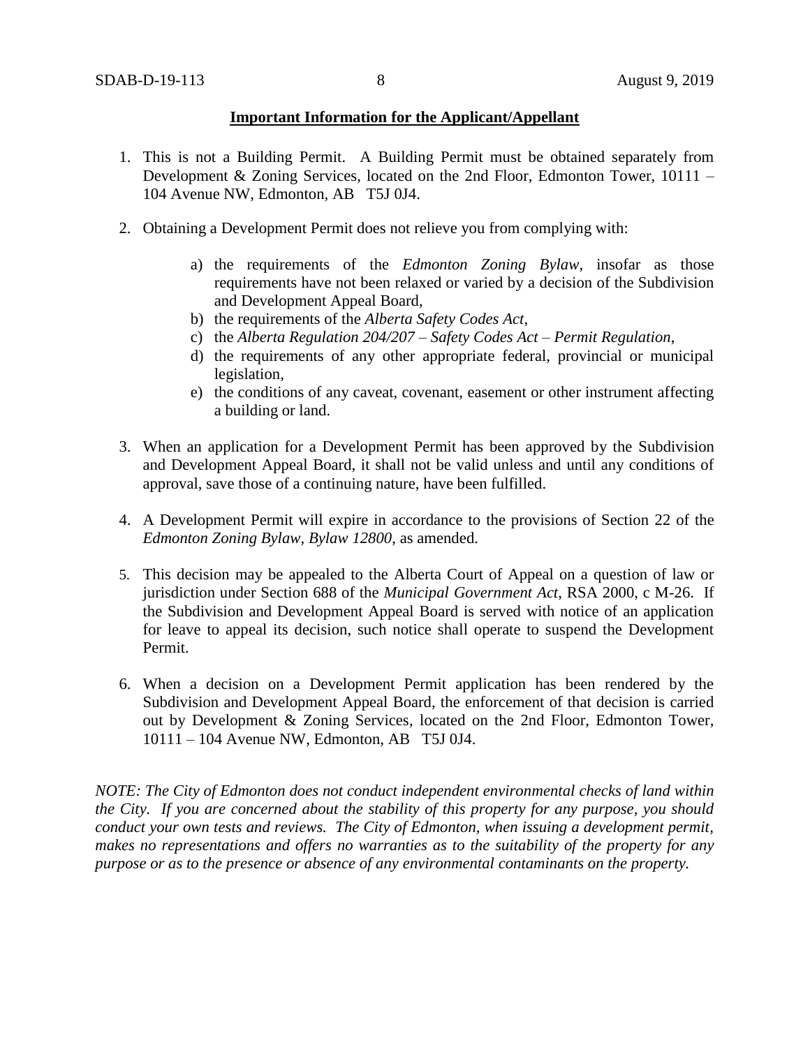**Important Information for the Applicant/Appellant**

1. This is not a Building Permit. A Building Permit must be obtained separately from Development & Zoning Services, located on the 2nd Floor, Edmonton Tower, 10111 – 104 Avenue NW, Edmonton, AB T5J 0J4.

2. Obtaining a Development Permit does not relieve you from complying with:

    a) the requirements of the *Edmonton Zoning Bylaw*, insofar as those requirements have not been relaxed or varied by a decision of the Subdivision and Development Appeal Board,
    b) the requirements of the *Alberta Safety Codes Act*,
    c) the *Alberta Regulation 204/207 – Safety Codes Act – Permit Regulation*,
    d) the requirements of any other appropriate federal, provincial or municipal legislation,
    e) the conditions of any caveat, covenant, easement or other instrument affecting a building or land.

3. When an application for a Development Permit has been approved by the Subdivision and Development Appeal Board, it shall not be valid unless and until any conditions of approval, save those of a continuing nature, have been fulfilled.

4. A Development Permit will expire in accordance to the provisions of Section 22 of the *Edmonton Zoning Bylaw, Bylaw 12800*, as amended.

5. This decision may be appealed to the Alberta Court of Appeal on a question of law or jurisdiction under Section 688 of the *Municipal Government Act*, RSA 2000, c M-26. If the Subdivision and Development Appeal Board is served with notice of an application for leave to appeal its decision, such notice shall operate to suspend the Development Permit.

6. When a decision on a Development Permit application has been rendered by the Subdivision and Development Appeal Board, the enforcement of that decision is carried out by Development & Zoning Services, located on the 2nd Floor, Edmonton Tower, 10111 – 104 Avenue NW, Edmonton, AB T5J 0J4.

*NOTE: The City of Edmonton does not conduct independent environmental checks of land within the City. If you are concerned about the stability of this property for any purpose, you should conduct your own tests and reviews. The City of Edmonton, when issuing a development permit, makes no representations and offers no warranties as to the suitability of the property for any purpose or as to the presence or absence of any environmental contaminants on the property.*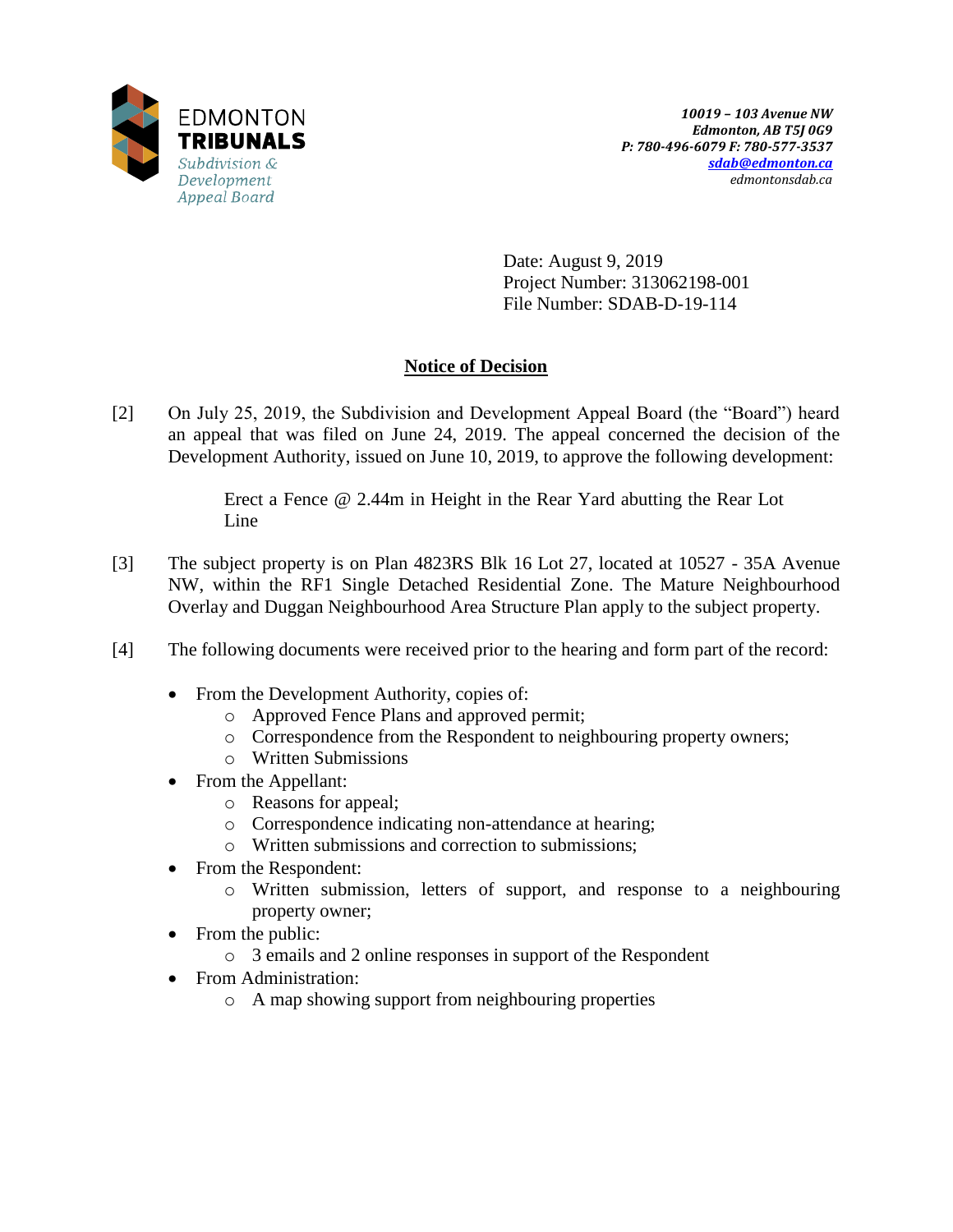Edmonton Tribunals
Subdivision & Development Appeal Board

*10019 – 103 Avenue NW*
*Edmonton, AB T5J 0G9*
*P: 780-496-6079 F: 780-577-3537*
*sdab@edmonton.ca*
*edmontonsdab.ca*

Date: August 9, 2019
Project Number: 313062198-001
File Number: SDAB-D-19-114

## Notice of Decision

[2] On July 25, 2019, the Subdivision and Development Appeal Board (the "Board") heard an appeal that was filed on June 24, 2019. The appeal concerned the decision of the Development Authority, issued on June 10, 2019, to approve the following development:

> Erect a Fence @ 2.44m in Height in the Rear Yard abutting the Rear Lot Line

[3] The subject property is on Plan 4823RS Blk 16 Lot 27, located at 10527 - 35A Avenue NW, within the RF1 Single Detached Residential Zone. The Mature Neighbourhood Overlay and Duggan Neighbourhood Area Structure Plan apply to the subject property.

[4] The following documents were received prior to the hearing and form part of the record:

- From the Development Authority, copies of:
  - Approved Fence Plans and approved permit;
  - Correspondence from the Respondent to neighbouring property owners;
  - Written Submissions
- From the Appellant:
  - Reasons for appeal;
  - Correspondence indicating non-attendance at hearing;
  - Written submissions and correction to submissions;
- From the Respondent:
  - Written submission, letters of support, and response to a neighbouring property owner;
- From the public:
  - 3 emails and 2 online responses in support of the Respondent
- From Administration:
  - A map showing support from neighbouring properties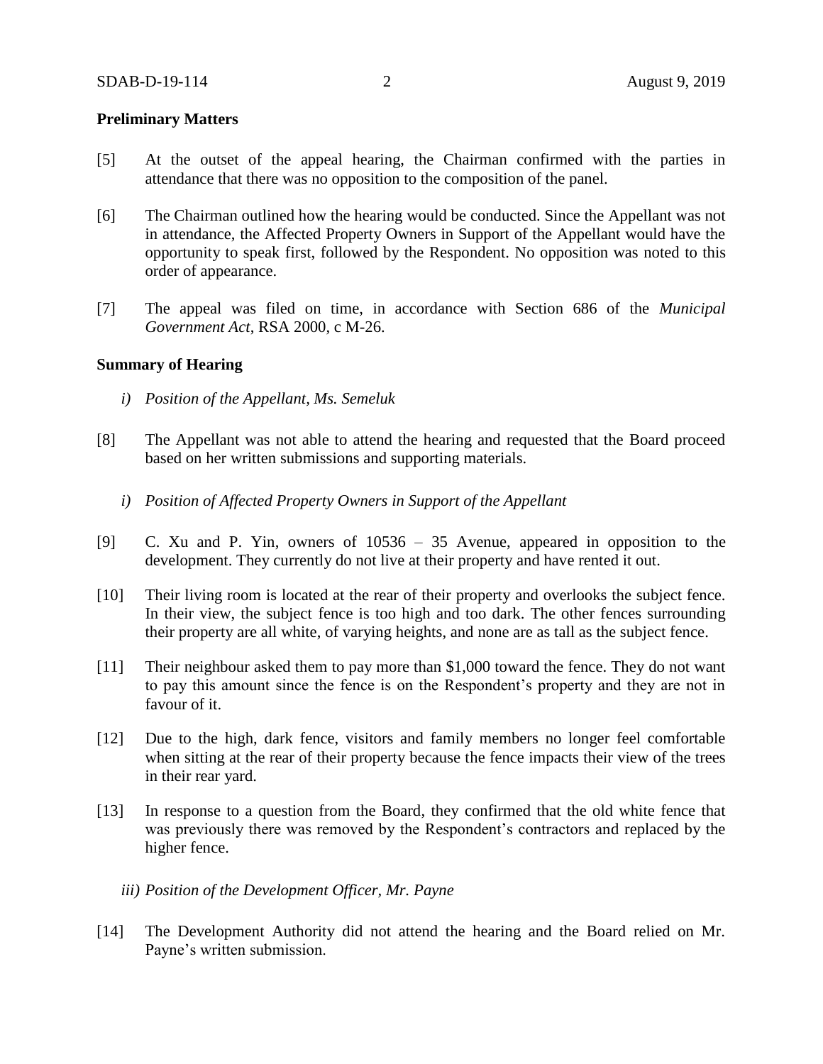**Preliminary Matters**

[5] At the outset of the appeal hearing, the Chairman confirmed with the parties in attendance that there was no opposition to the composition of the panel.

[6] The Chairman outlined how the hearing would be conducted. Since the Appellant was not in attendance, the Affected Property Owners in Support of the Appellant would have the opportunity to speak first, followed by the Respondent. No opposition was noted to this order of appearance.

[7] The appeal was filed on time, in accordance with Section 686 of the *Municipal Government Act*, RSA 2000, c M-26.

**Summary of Hearing**

*i) Position of the Appellant, Ms. Semeluk*

[8] The Appellant was not able to attend the hearing and requested that the Board proceed based on her written submissions and supporting materials.

*i) Position of Affected Property Owners in Support of the Appellant*

[9] C. Xu and P. Yin, owners of 10536 – 35 Avenue, appeared in opposition to the development. They currently do not live at their property and have rented it out.

[10] Their living room is located at the rear of their property and overlooks the subject fence. In their view, the subject fence is too high and too dark. The other fences surrounding their property are all white, of varying heights, and none are as tall as the subject fence.

[11] Their neighbour asked them to pay more than $1,000 toward the fence. They do not want to pay this amount since the fence is on the Respondent's property and they are not in favour of it.

[12] Due to the high, dark fence, visitors and family members no longer feel comfortable when sitting at the rear of their property because the fence impacts their view of the trees in their rear yard.

[13] In response to a question from the Board, they confirmed that the old white fence that was previously there was removed by the Respondent's contractors and replaced by the higher fence.

*iii) Position of the Development Officer, Mr. Payne*

[14] The Development Authority did not attend the hearing and the Board relied on Mr. Payne's written submission.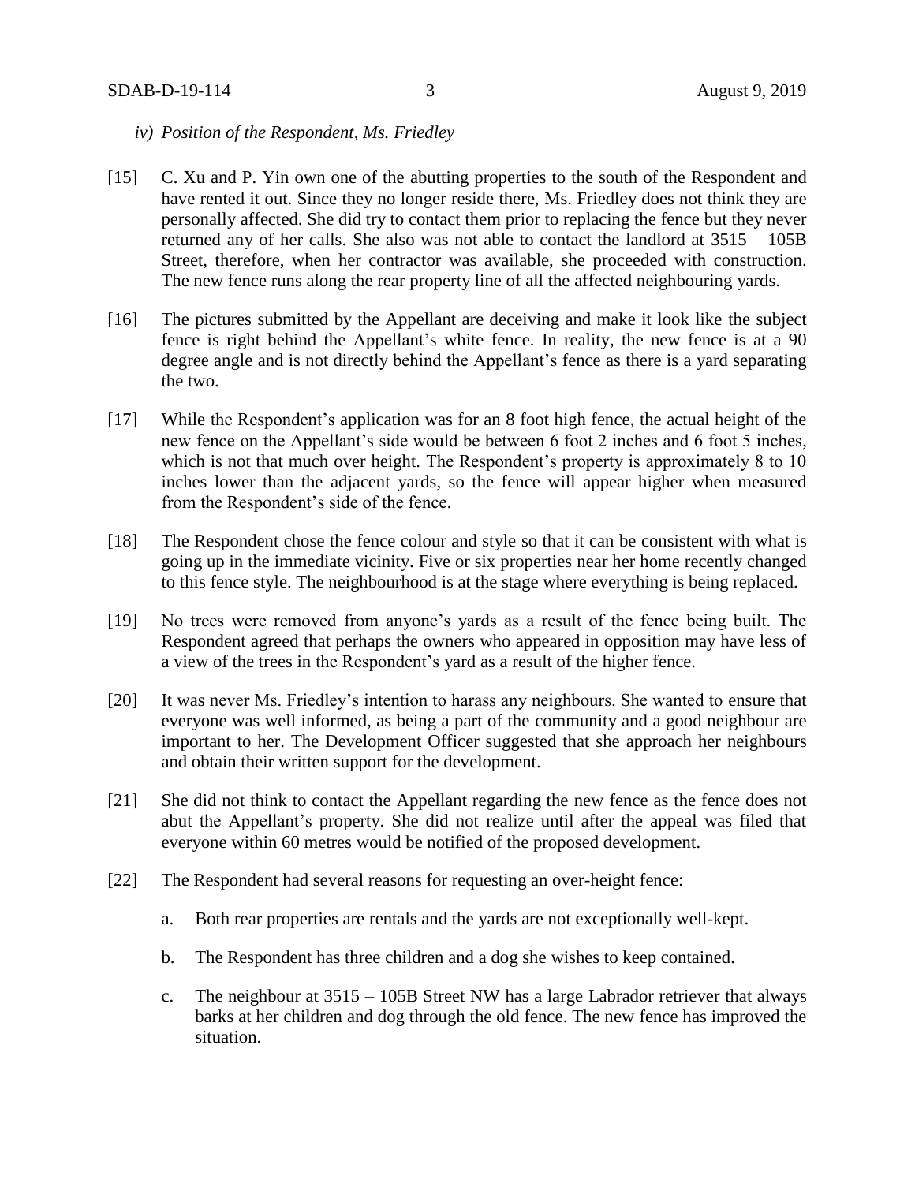*iv) Position of the Respondent, Ms. Friedley*

[15] C. Xu and P. Yin own one of the abutting properties to the south of the Respondent and have rented it out. Since they no longer reside there, Ms. Friedley does not think they are personally affected. She did try to contact them prior to replacing the fence but they never returned any of her calls. She also was not able to contact the landlord at 3515 – 105B Street, therefore, when her contractor was available, she proceeded with construction. The new fence runs along the rear property line of all the affected neighbouring yards.

[16] The pictures submitted by the Appellant are deceiving and make it look like the subject fence is right behind the Appellant's white fence. In reality, the new fence is at a 90 degree angle and is not directly behind the Appellant's fence as there is a yard separating the two.

[17] While the Respondent's application was for an 8 foot high fence, the actual height of the new fence on the Appellant's side would be between 6 foot 2 inches and 6 foot 5 inches, which is not that much over height. The Respondent's property is approximately 8 to 10 inches lower than the adjacent yards, so the fence will appear higher when measured from the Respondent's side of the fence.

[18] The Respondent chose the fence colour and style so that it can be consistent with what is going up in the immediate vicinity. Five or six properties near her home recently changed to this fence style. The neighbourhood is at the stage where everything is being replaced.

[19] No trees were removed from anyone's yards as a result of the fence being built. The Respondent agreed that perhaps the owners who appeared in opposition may have less of a view of the trees in the Respondent's yard as a result of the higher fence.

[20] It was never Ms. Friedley's intention to harass any neighbours. She wanted to ensure that everyone was well informed, as being a part of the community and a good neighbour are important to her. The Development Officer suggested that she approach her neighbours and obtain their written support for the development.

[21] She did not think to contact the Appellant regarding the new fence as the fence does not abut the Appellant's property. She did not realize until after the appeal was filed that everyone within 60 metres would be notified of the proposed development.

[22] The Respondent had several reasons for requesting an over-height fence:

a. Both rear properties are rentals and the yards are not exceptionally well-kept.

b. The Respondent has three children and a dog she wishes to keep contained.

c. The neighbour at 3515 – 105B Street NW has a large Labrador retriever that always barks at her children and dog through the old fence. The new fence has improved the situation.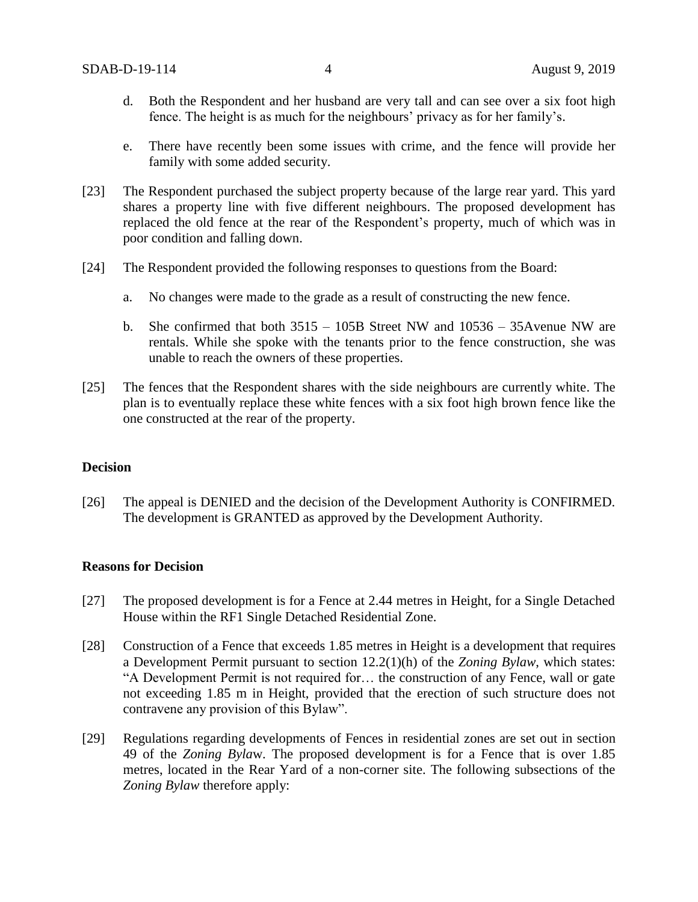d. Both the Respondent and her husband are very tall and can see over a six foot high fence. The height is as much for the neighbours' privacy as for her family's.

e. There have recently been some issues with crime, and the fence will provide her family with some added security.

[23] The Respondent purchased the subject property because of the large rear yard. This yard shares a property line with five different neighbours. The proposed development has replaced the old fence at the rear of the Respondent's property, much of which was in poor condition and falling down.

[24] The Respondent provided the following responses to questions from the Board:

a. No changes were made to the grade as a result of constructing the new fence.

b. She confirmed that both 3515 – 105B Street NW and 10536 – 35Avenue NW are rentals. While she spoke with the tenants prior to the fence construction, she was unable to reach the owners of these properties.

[25] The fences that the Respondent shares with the side neighbours are currently white. The plan is to eventually replace these white fences with a six foot high brown fence like the one constructed at the rear of the property.

**Decision**

[26] The appeal is DENIED and the decision of the Development Authority is CONFIRMED. The development is GRANTED as approved by the Development Authority.

**Reasons for Decision**

[27] The proposed development is for a Fence at 2.44 metres in Height, for a Single Detached House within the RF1 Single Detached Residential Zone.

[28] Construction of a Fence that exceeds 1.85 metres in Height is a development that requires a Development Permit pursuant to section 12.2(1)(h) of the *Zoning Bylaw*, which states: "A Development Permit is not required for… the construction of any Fence, wall or gate not exceeding 1.85 m in Height, provided that the erection of such structure does not contravene any provision of this Bylaw".

[29] Regulations regarding developments of Fences in residential zones are set out in section 49 of the *Zoning Bylaw*. The proposed development is for a Fence that is over 1.85 metres, located in the Rear Yard of a non-corner site. The following subsections of the *Zoning Bylaw* therefore apply: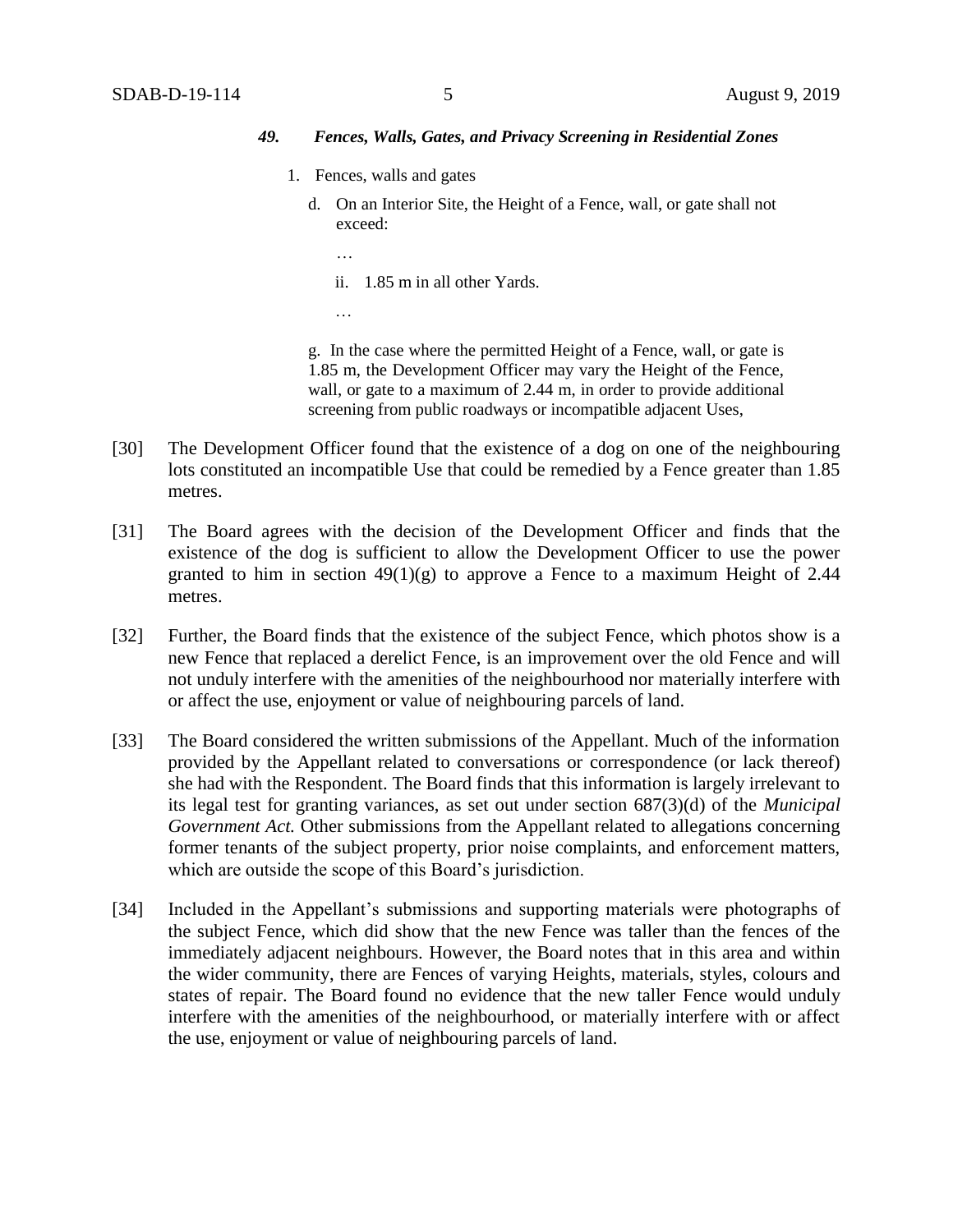*49. Fences, Walls, Gates, and Privacy Screening in Residential Zones*

1. Fences, walls and gates

   d. On an Interior Site, the Height of a Fence, wall, or gate shall not exceed:

      …

      ii. 1.85 m in all other Yards.

      …

   g. In the case where the permitted Height of a Fence, wall, or gate is 1.85 m, the Development Officer may vary the Height of the Fence, wall, or gate to a maximum of 2.44 m, in order to provide additional screening from public roadways or incompatible adjacent Uses,

[30] The Development Officer found that the existence of a dog on one of the neighbouring lots constituted an incompatible Use that could be remedied by a Fence greater than 1.85 metres.

[31] The Board agrees with the decision of the Development Officer and finds that the existence of the dog is sufficient to allow the Development Officer to use the power granted to him in section 49(1)(g) to approve a Fence to a maximum Height of 2.44 metres.

[32] Further, the Board finds that the existence of the subject Fence, which photos show is a new Fence that replaced a derelict Fence, is an improvement over the old Fence and will not unduly interfere with the amenities of the neighbourhood nor materially interfere with or affect the use, enjoyment or value of neighbouring parcels of land.

[33] The Board considered the written submissions of the Appellant. Much of the information provided by the Appellant related to conversations or correspondence (or lack thereof) she had with the Respondent. The Board finds that this information is largely irrelevant to its legal test for granting variances, as set out under section 687(3)(d) of the *Municipal Government Act.* Other submissions from the Appellant related to allegations concerning former tenants of the subject property, prior noise complaints, and enforcement matters, which are outside the scope of this Board's jurisdiction.

[34] Included in the Appellant's submissions and supporting materials were photographs of the subject Fence, which did show that the new Fence was taller than the fences of the immediately adjacent neighbours. However, the Board notes that in this area and within the wider community, there are Fences of varying Heights, materials, styles, colours and states of repair. The Board found no evidence that the new taller Fence would unduly interfere with the amenities of the neighbourhood, or materially interfere with or affect the use, enjoyment or value of neighbouring parcels of land.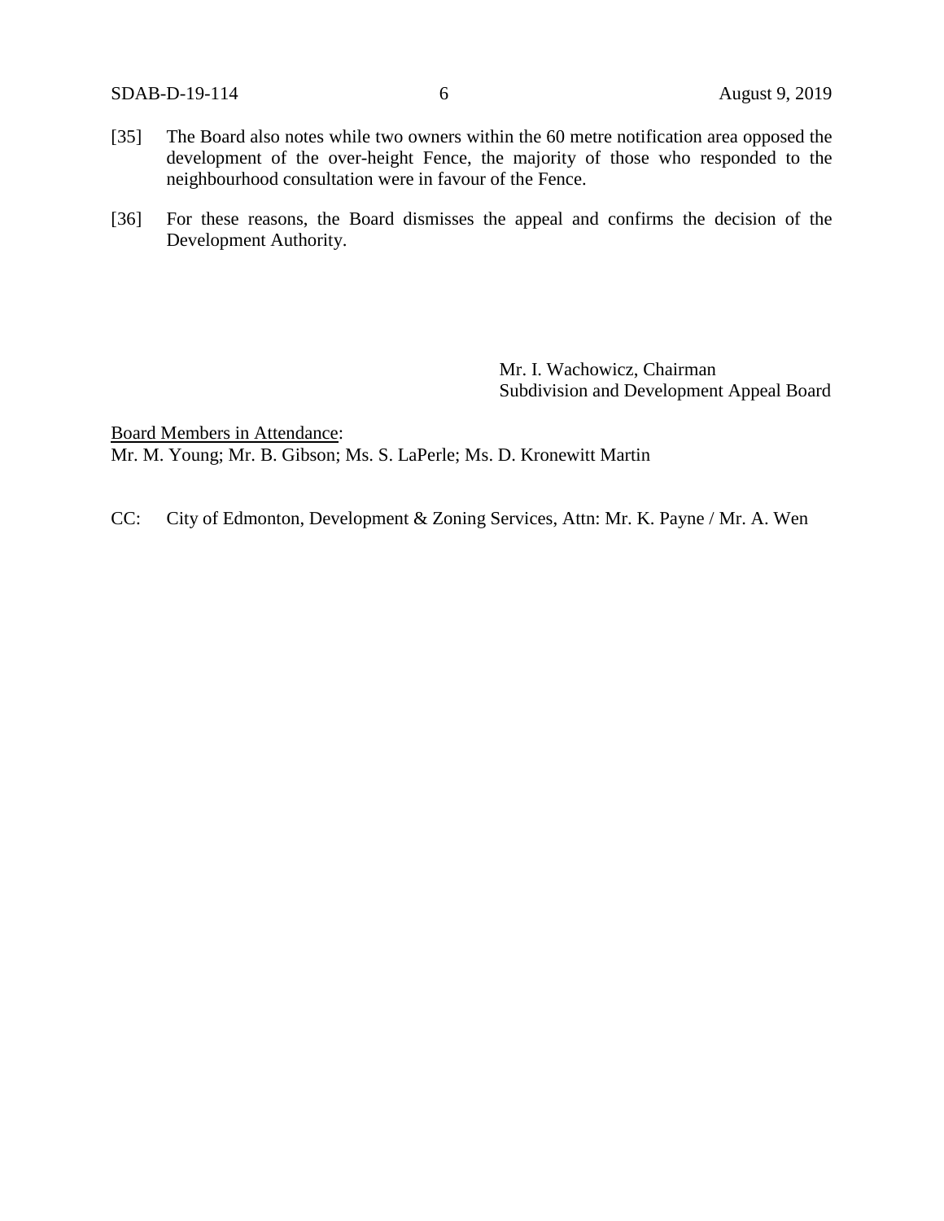[35] The Board also notes while two owners within the 60 metre notification area opposed the development of the over-height Fence, the majority of those who responded to the neighbourhood consultation were in favour of the Fence.

[36] For these reasons, the Board dismisses the appeal and confirms the decision of the Development Authority.

Mr. I. Wachowicz, Chairman
Subdivision and Development Appeal Board

Board Members in Attendance:
Mr. M. Young; Mr. B. Gibson; Ms. S. LaPerle; Ms. D. Kronewitt Martin

CC: City of Edmonton, Development & Zoning Services, Attn: Mr. K. Payne / Mr. A. Wen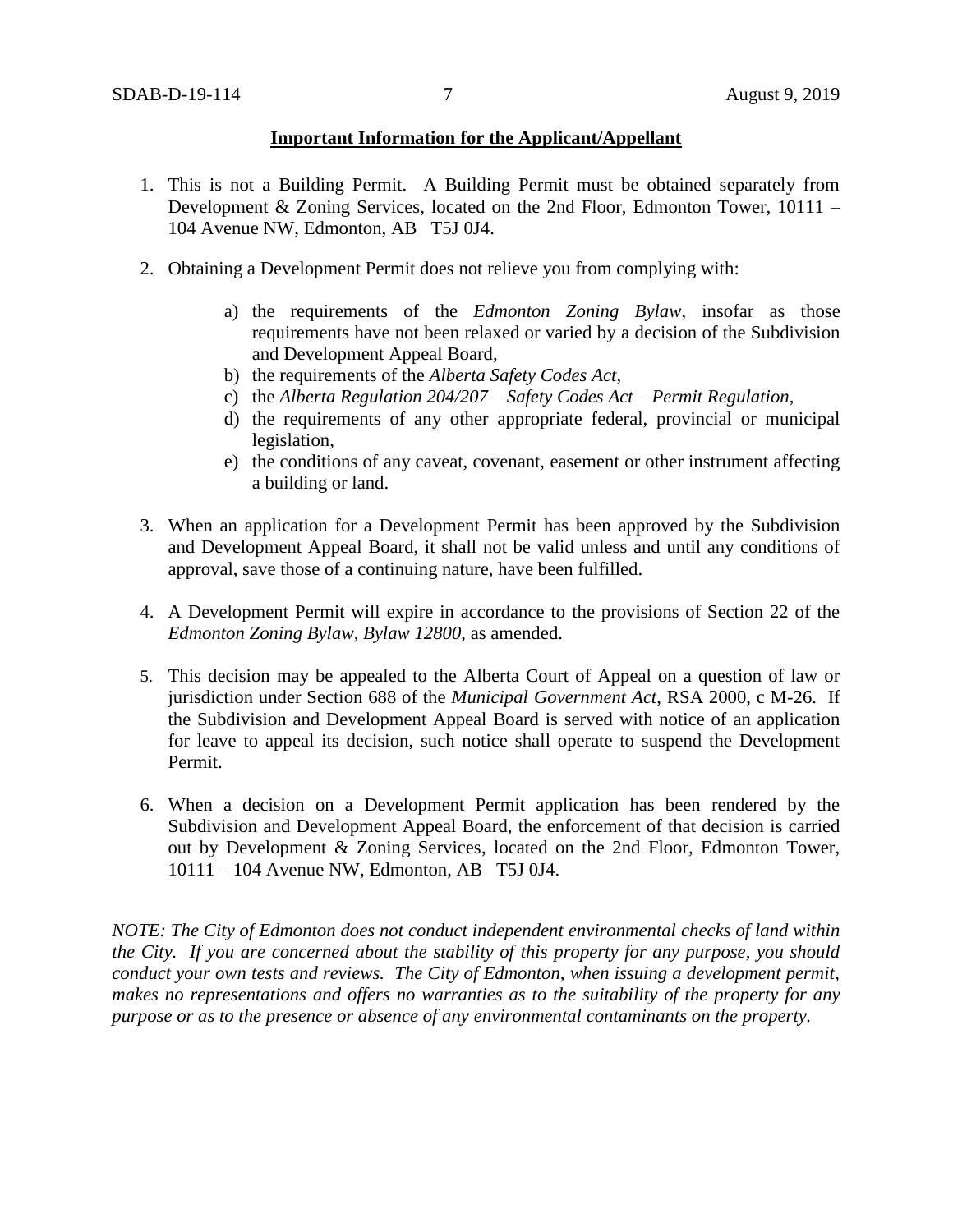**Important Information for the Applicant/Appellant**

1. This is not a Building Permit. A Building Permit must be obtained separately from Development & Zoning Services, located on the 2nd Floor, Edmonton Tower, 10111 – 104 Avenue NW, Edmonton, AB T5J 0J4.

2. Obtaining a Development Permit does not relieve you from complying with:

   a) the requirements of the *Edmonton Zoning Bylaw*, insofar as those requirements have not been relaxed or varied by a decision of the Subdivision and Development Appeal Board,
   b) the requirements of the *Alberta Safety Codes Act*,
   c) the *Alberta Regulation 204/207 – Safety Codes Act – Permit Regulation*,
   d) the requirements of any other appropriate federal, provincial or municipal legislation,
   e) the conditions of any caveat, covenant, easement or other instrument affecting a building or land.

3. When an application for a Development Permit has been approved by the Subdivision and Development Appeal Board, it shall not be valid unless and until any conditions of approval, save those of a continuing nature, have been fulfilled.

4. A Development Permit will expire in accordance to the provisions of Section 22 of the *Edmonton Zoning Bylaw, Bylaw 12800*, as amended.

5. This decision may be appealed to the Alberta Court of Appeal on a question of law or jurisdiction under Section 688 of the *Municipal Government Act*, RSA 2000, c M-26. If the Subdivision and Development Appeal Board is served with notice of an application for leave to appeal its decision, such notice shall operate to suspend the Development Permit.

6. When a decision on a Development Permit application has been rendered by the Subdivision and Development Appeal Board, the enforcement of that decision is carried out by Development & Zoning Services, located on the 2nd Floor, Edmonton Tower, 10111 – 104 Avenue NW, Edmonton, AB T5J 0J4.

*NOTE: The City of Edmonton does not conduct independent environmental checks of land within the City. If you are concerned about the stability of this property for any purpose, you should conduct your own tests and reviews. The City of Edmonton, when issuing a development permit, makes no representations and offers no warranties as to the suitability of the property for any purpose or as to the presence or absence of any environmental contaminants on the property.*